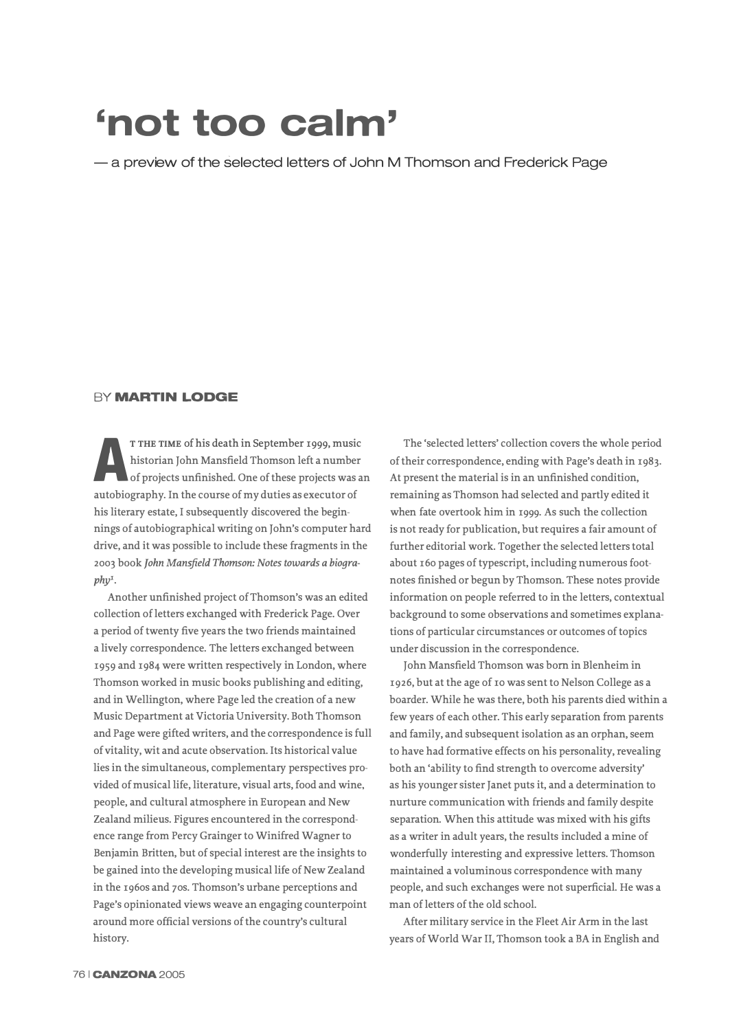# 'not too calm'

## — a preview of the selected letters of John M Thomson and Frederick Page

BY **MARTIN LODGE**

AT THE TIME of his death in September 1999, music historian John Mansfield Thomson left a number of projects unfinished. One of these projects was an autobiography. In the course of my duties as executor of his literary estate, I subsequently discovered the beginnings of autobiographical writing on John's computer hard drive, and it was possible to include these fragments in the 2003 book ***John Mansfield Thomson: Notes towards a biography***[1].

Another unfinished project of Thomson's was an edited collection of letters exchanged with Frederick Page. Over a period of twenty five years the two friends maintained a lively correspondence. The letters exchanged between 1959 and 1984 were written respectively in London, where Thomson worked in music books publishing and editing, and in Wellington, where Page led the creation of a new Music Department at Victoria University. Both Thomson and Page were gifted writers, and the correspondence is full of vitality, wit and acute observation. Its historical value lies in the simultaneous, complementary perspectives provided of musical life, literature, visual arts, food and wine, people, and cultural atmosphere in European and New Zealand milieus. Figures encountered in the correspondence range from Percy Grainger to Winifred Wagner to Benjamin Britten, but of special interest are the insights to be gained into the developing musical life of New Zealand in the 1960s and 70s. Thomson's urbane perceptions and Page's opinionated views weave an engaging counterpoint around more official versions of the country's cultural history.

The 'selected letters' collection covers the whole period of their correspondence, ending with Page's death in 1983. At present the material is in an unfinished condition, remaining as Thomson had selected and partly edited it when fate overtook him in 1999. As such the collection is not ready for publication, but requires a fair amount of further editorial work. Together the selected letters total about 160 pages of typescript, including numerous footnotes finished or begun by Thomson. These notes provide information on people referred to in the letters, contextual background to some observations and sometimes explanations of particular circumstances or outcomes of topics under discussion in the correspondence.

John Mansfield Thomson was born in Blenheim in 1926, but at the age of 10 was sent to Nelson College as a boarder. While he was there, both his parents died within a few years of each other. This early separation from parents and family, and subsequent isolation as an orphan, seem to have had formative effects on his personality, revealing both an 'ability to find strength to overcome adversity' as his younger sister Janet puts it, and a determination to nurture communication with friends and family despite separation. When this attitude was mixed with his gifts as a writer in adult years, the results included a mine of wonderfully interesting and expressive letters. Thomson maintained a voluminous correspondence with many people, and such exchanges were not superficial. He was a man of letters of the old school.

After military service in the Fleet Air Arm in the last years of World War II, Thomson took a BA in English and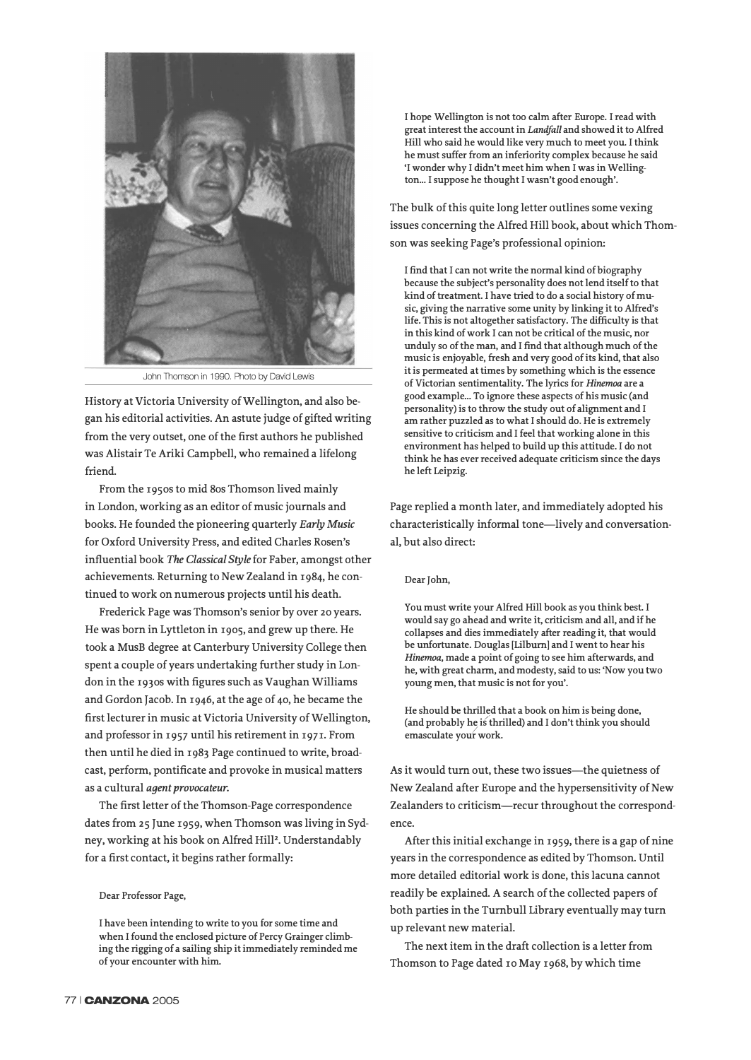John Thomson in 1990. Photo by David Lewis

History at Victoria University of Wellington, and also began his editorial activities. An astute judge of gifted writing from the very outset, one of the first authors he published was Alistair Te Ariki Campbell, who remained a lifelong friend.

From the 1950s to mid 80s Thomson lived mainly in London, working as an editor of music journals and books. He founded the pioneering quarterly *Early Music* for Oxford University Press, and edited Charles Rosen's influential book ***The Classical Style*** for Faber, amongst other achievements. Returning to New Zealand in 1984, he continued to work on numerous projects until his death.

Frederick Page was Thomson's senior by over 20 years. He was born in Lyttleton in 1905, and grew up there. He took a MusB degree at Canterbury University College then spent a couple of years undertaking further study in London in the 1930s with figures such as Vaughan Williams and Gordon Jacob. In 1946, at the age of 40, he became the first lecturer in music at Victoria University of Wellington, and professor in 1957 until his retirement in 1971. From then until he died in 1983 Page continued to write, broadcast, perform, pontificate and provoke in musical matters as a cultural ***agent provocateur***.

The first letter of the Thomson-Page correspondence dates from 25 June 1959, when Thomson was living in Sydney, working at his book on Alfred Hill[2]. Understandably for a first contact, it begins rather formally:

> Dear Professor Page,
>
> I have been intending to write to you for some time and when I found the enclosed picture of Percy Grainger climbing the rigging of a sailing ship it immediately reminded me of your encounter with him.
>
> I hope Wellington is not too calm after Europe. I read with great interest the account in *Landfall* and showed it to Alfred Hill who said he would like very much to meet you. I think he must suffer from an inferiority complex because he said 'I wonder why I didn't meet him when I was in Wellington... I suppose he thought I wasn't good enough'.

The bulk of this quite long letter outlines some vexing issues concerning the Alfred Hill book, about which Thomson was seeking Page's professional opinion:

> I find that I can not write the normal kind of biography because the subject's personality does not lend itself to that kind of treatment. I have tried to do a social history of music, giving the narrative some unity by linking it to Alfred's life. This is not altogether satisfactory. The difficulty is that in this kind of work I can not be critical of the music, nor unduly so of the man, and I find that although much of the music is enjoyable, fresh and very good of its kind, that also it is permeated at times by something which is the essence of Victorian sentimentality. The lyrics for *Hinemoa* are a good example... To ignore these aspects of his music (and personality) is to throw the study out of alignment and I am rather puzzled as to what I should do. He is extremely sensitive to criticism and I feel that working alone in this environment has helped to build up this attitude. I do not think he has ever received adequate criticism since the days he left Leipzig.

Page replied a month later, and immediately adopted his characteristically informal tone—lively and conversational, but also direct:

> Dear John,
>
> You must write your Alfred Hill book as you think best. I would say go ahead and write it, criticism and all, and if he collapses and dies immediately after reading it, that would be unfortunate. Douglas [Lilburn] and I went to hear his *Hinemoa*, made a point of going to see him afterwards, and he, with great charm, and modesty, said to us: 'Now you two young men, that music is not for you'.
>
> He should be thrilled that a book on him is being done, (and probably he is thrilled) and I don't think you should emasculate your work.

As it would turn out, these two issues—the quietness of New Zealand after Europe and the hypersensitivity of New Zealanders to criticism—recur throughout the correspondence.

After this initial exchange in 1959, there is a gap of nine years in the correspondence as edited by Thomson. Until more detailed editorial work is done, this lacuna cannot readily be explained. A search of the collected papers of both parties in the Turnbull Library eventually may turn up relevant new material.

The next item in the draft collection is a letter from Thomson to Page dated 10 May 1968, by which time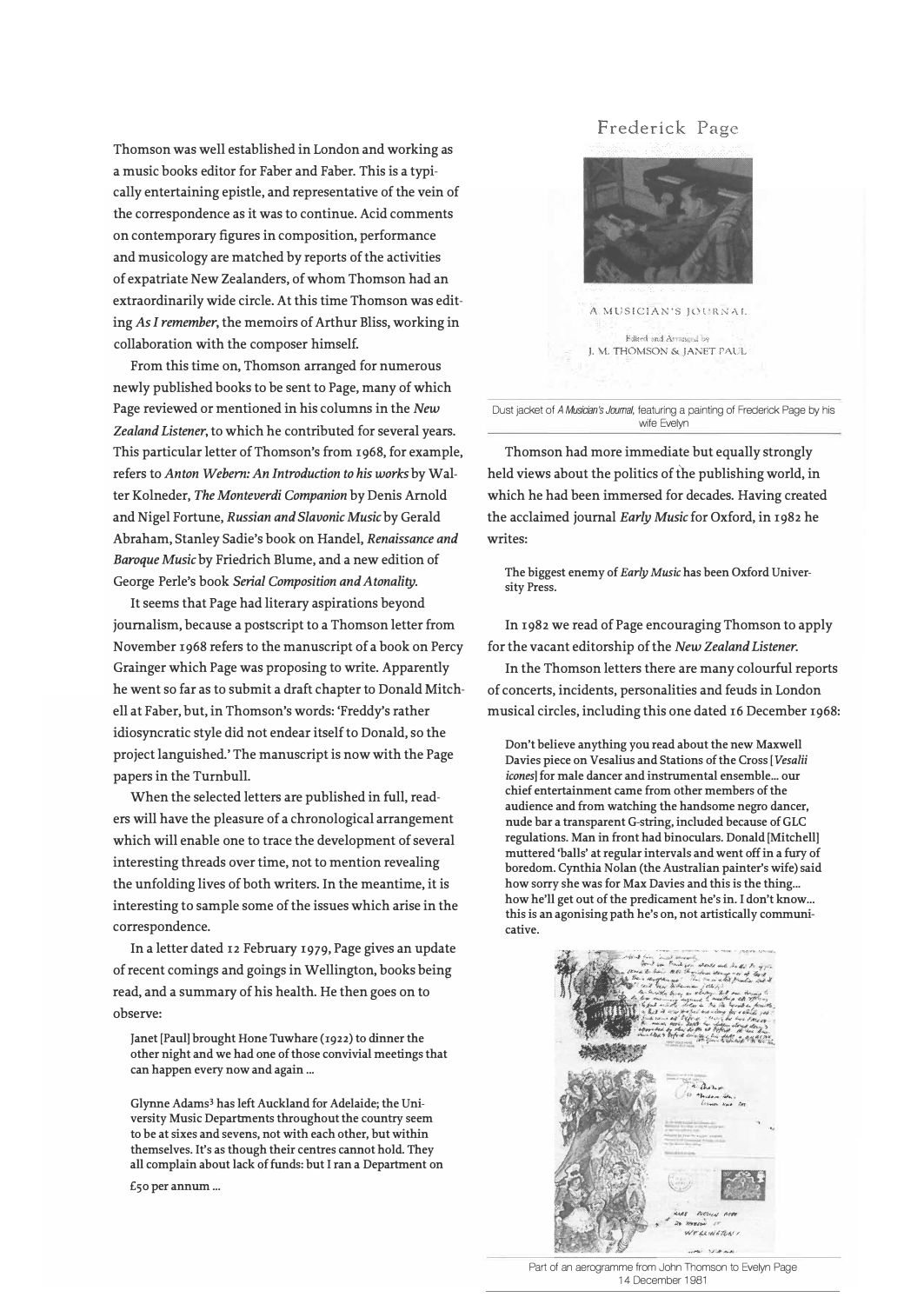Thomson was well established in London and working as a music books editor for Faber and Faber. This is a typically entertaining epistle, and representative of the vein of the correspondence as it was to continue. Acid comments on contemporary figures in composition, performance and musicology are matched by reports of the activities of expatriate New Zealanders, of whom Thomson had an extraordinarily wide circle. At this time Thomson was editing *As I remember*, the memoirs of Arthur Bliss, working in collaboration with the composer himself.

From this time on, Thomson arranged for numerous newly published books to be sent to Page, many of which Page reviewed or mentioned in his columns in the *New Zealand Listener*, to which he contributed for several years. This particular letter of Thomson's from 1968, for example, refers to *Anton Webern: An Introduction to his works* by Walter Kolneder, *The Monteverdi Companion* by Denis Arnold and Nigel Fortune, *Russian and Slavonic Music* by Gerald Abraham, Stanley Sadie's book on Handel, *Renaissance and Baroque Music* by Friedrich Blume, and a new edition of George Perle's book *Serial Composition and Atonality*.

It seems that Page had literary aspirations beyond journalism, because a postscript to a Thomson letter from November 1968 refers to the manuscript of a book on Percy Grainger which Page was proposing to write. Apparently he went so far as to submit a draft chapter to Donald Mitchell at Faber, but, in Thomson's words: 'Freddy's rather idiosyncratic style did not endear itself to Donald, so the project languished.' The manuscript is now with the Page papers in the Turnbull.

When the selected letters are published in full, readers will have the pleasure of a chronological arrangement which will enable one to trace the development of several interesting threads over time, not to mention revealing the unfolding lives of both writers. In the meantime, it is interesting to sample some of the issues which arise in the correspondence.

In a letter dated 12 February 1979, Page gives an update of recent comings and goings in Wellington, books being read, and a summary of his health. He then goes on to observe:

> Janet [Paul] brought Hone Tuwhare (1922) to dinner the other night and we had one of those convivial meetings that can happen every now and again ...
>
> Glynne Adams[3] has left Auckland for Adelaide; the University Music Departments throughout the country seem to be at sixes and sevens, not with each other, but within themselves. It's as though their centres cannot hold. They all complain about lack of funds: but I ran a Department on £50 per annum ...

Dust jacket of *A Musician's Journal*, featuring a painting of Frederick Page by his wife Evelyn

Thomson had more immediate but equally strongly held views about the politics of the publishing world, in which he had been immersed for decades. Having created the acclaimed journal *Early Music* for Oxford, in 1982 he writes:

> The biggest enemy of *Early Music* has been Oxford University Press.

In 1982 we read of Page encouraging Thomson to apply for the vacant editorship of the *New Zealand Listener*.

In the Thomson letters there are many colourful reports of concerts, incidents, personalities and feuds in London musical circles, including this one dated 16 December 1968:

> Don't believe anything you read about the new Maxwell Davies piece on Vesalius and Stations of the Cross [*Vesalii icones*] for male dancer and instrumental ensemble... our chief entertainment came from other members of the audience and from watching the handsome negro dancer, nude bar a transparent G-string, included because of GLC regulations. Man in front had binoculars. Donald [Mitchell] muttered 'balls' at regular intervals and went off in a fury of boredom. Cynthia Nolan (the Australian painter's wife) said how sorry she was for Max Davies and this is the thing... how he'll get out of the predicament he's in. I don't know... this is an agonising path he's on, not artistically communicative.

Part of an aerogramme from John Thomson to Evelyn Page 14 December 1981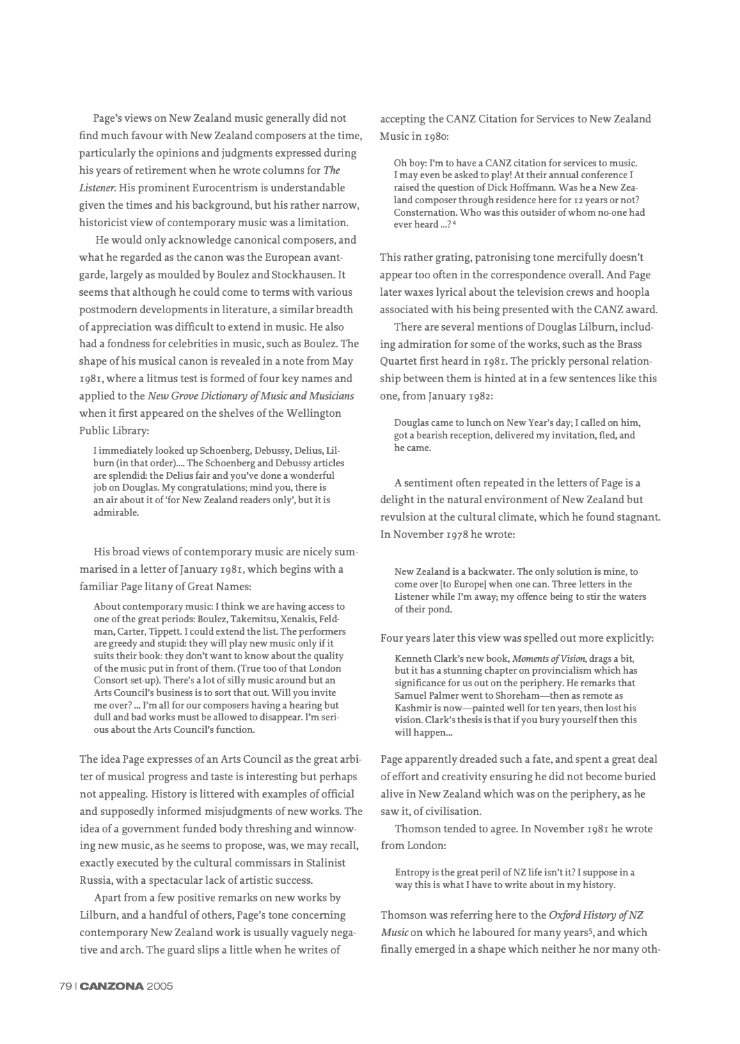Page's views on New Zealand music generally did not find much favour with New Zealand composers at the time, particularly the opinions and judgments expressed during his years of retirement when he wrote columns for *The Listener*. His prominent Eurocentrism is understandable given the times and his background, but his rather narrow, historicist view of contemporary music was a limitation.

He would only acknowledge canonical composers, and what he regarded as the canon was the European avant-garde, largely as moulded by Boulez and Stockhausen. It seems that although he could come to terms with various postmodern developments in literature, a similar breadth of appreciation was difficult to extend in music. He also had a fondness for celebrities in music, such as Boulez. The shape of his musical canon is revealed in a note from May 1981, where a litmus test is formed of four key names and applied to the *New Grove Dictionary of Music and Musicians* when it first appeared on the shelves of the Wellington Public Library:

> I immediately looked up Schoenberg, Debussy, Delius, Lilburn (in that order).... The Schoenberg and Debussy articles are splendid: the Delius fair and you've done a wonderful job on Douglas. My congratulations; mind you, there is an air about it of 'for New Zealand readers only', but it is admirable.

His broad views of contemporary music are nicely summarised in a letter of January 1981, which begins with a familiar Page litany of Great Names:

> About contemporary music: I think we are having access to one of the great periods: Boulez, Takemitsu, Xenakis, Feldman, Carter, Tippett. I could extend the list. The performers are greedy and stupid: they will play new music only if it suits their book: they don't want to know about the quality of the music put in front of them. (True too of that London Consort set-up). There's a lot of silly music around but an Arts Council's business is to sort that out. Will you invite me over? ... I'm all for our composers having a hearing but dull and bad works must be allowed to disappear. I'm serious about the Arts Council's function.

The idea Page expresses of an Arts Council as the great arbiter of musical progress and taste is interesting but perhaps not appealing. History is littered with examples of official and supposedly informed misjudgments of new works. The idea of a government funded body threshing and winnowing new music, as he seems to propose, was, we may recall, exactly executed by the cultural commissars in Stalinist Russia, with a spectacular lack of artistic success.

Apart from a few positive remarks on new works by Lilburn, and a handful of others, Page's tone concerning contemporary New Zealand work is usually vaguely negative and arch. The guard slips a little when he writes of accepting the CANZ Citation for Services to New Zealand Music in 1980:

> Oh boy: I'm to have a CANZ citation for services to music. I may even be asked to play! At their annual conference I raised the question of Dick Hoffmann. Was he a New Zealand composer through residence here for 12 years or not? Consternation. Who was this outsider of whom no-one had ever heard ...?[4]

This rather grating, patronising tone mercifully doesn't appear too often in the correspondence overall. And Page later waxes lyrical about the television crews and hoopla associated with his being presented with the CANZ award.

There are several mentions of Douglas Lilburn, including admiration for some of the works, such as the Brass Quartet first heard in 1981. The prickly personal relationship between them is hinted at in a few sentences like this one, from January 1982:

> Douglas came to lunch on New Year's day; I called on him, got a bearish reception, delivered my invitation, fled, and he came.

A sentiment often repeated in the letters of Page is a delight in the natural environment of New Zealand but revulsion at the cultural climate, which he found stagnant. In November 1978 he wrote:

> New Zealand is a backwater. The only solution is mine, to come over [to Europe] when one can. Three letters in the Listener while I'm away; my offence being to stir the waters of their pond.

Four years later this view was spelled out more explicitly:

> Kenneth Clark's new book, *Moments of Vision*, drags a bit, but it has a stunning chapter on provincialism which has significance for us out on the periphery. He remarks that Samuel Palmer went to Shoreham—then as remote as Kashmir is now—painted well for ten years, then lost his vision. Clark's thesis is that if you bury yourself then this will happen...

Page apparently dreaded such a fate, and spent a great deal of effort and creativity ensuring he did not become buried alive in New Zealand which was on the periphery, as he saw it, of civilisation.

Thomson tended to agree. In November 1981 he wrote from London:

> Entropy is the great peril of NZ life isn't it? I suppose in a way this is what I have to write about in my history.

Thomson was referring here to the *Oxford History of NZ Music* on which he laboured for many years[5], and which finally emerged in a shape which neither he nor many oth-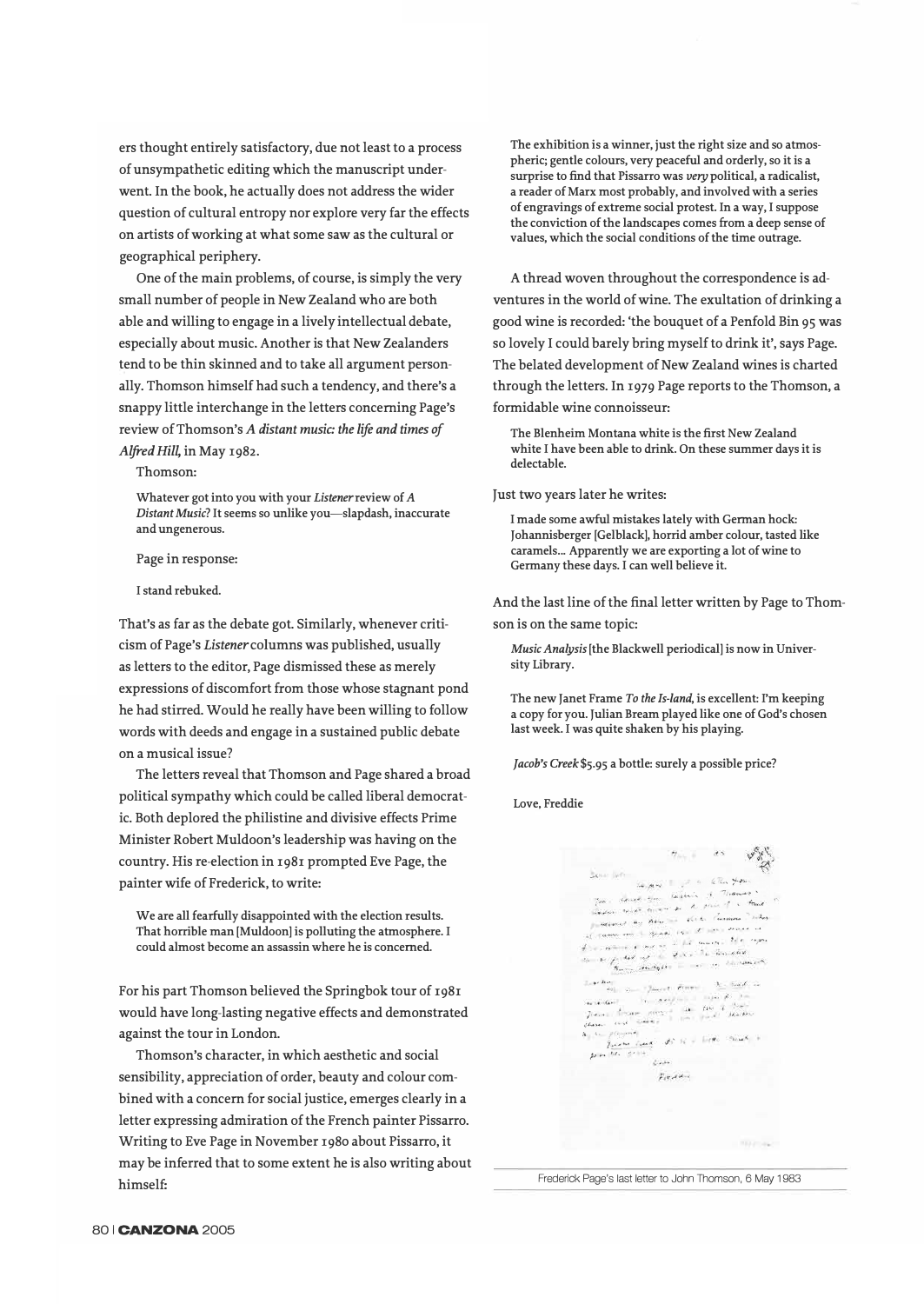ers thought entirely satisfactory, due not least to a process of unsympathetic editing which the manuscript underwent. In the book, he actually does not address the wider question of cultural entropy nor explore very far the effects on artists of working at what some saw as the cultural or geographical periphery.

One of the main problems, of course, is simply the very small number of people in New Zealand who are both able and willing to engage in a lively intellectual debate, especially about music. Another is that New Zealanders tend to be thin skinned and to take all argument personally. Thomson himself had such a tendency, and there's a snappy little interchange in the letters concerning Page's review of Thomson's *A distant music: the life and times of Alfred Hill*, in May 1982.

Thomson:

> Whatever got into you with your *Listener* review of *A Distant Music*? It seems so unlike you—slapdash, inaccurate and ungenerous.

Page in response:

> I stand rebuked.

That's as far as the debate got. Similarly, whenever criticism of Page's *Listener* columns was published, usually as letters to the editor, Page dismissed these as merely expressions of discomfort from those whose stagnant pond he had stirred. Would he really have been willing to follow words with deeds and engage in a sustained public debate on a musical issue?

The letters reveal that Thomson and Page shared a broad political sympathy which could be called liberal democratic. Both deplored the philistine and divisive effects Prime Minister Robert Muldoon's leadership was having on the country. His re-election in 1981 prompted Eve Page, the painter wife of Frederick, to write:

> We are all fearfully disappointed with the election results. That horrible man [Muldoon] is polluting the atmosphere. I could almost become an assassin where he is concerned.

For his part Thomson believed the Springbok tour of 1981 would have long-lasting negative effects and demonstrated against the tour in London.

Thomson's character, in which aesthetic and social sensibility, appreciation of order, beauty and colour combined with a concern for social justice, emerges clearly in a letter expressing admiration of the French painter Pissarro. Writing to Eve Page in November 1980 about Pissarro, it may be inferred that to some extent he is also writing about himself:

> The exhibition is a winner, just the right size and so atmospheric; gentle colours, very peaceful and orderly, so it is a surprise to find that Pissarro was *very* political, a radicalist, a reader of Marx most probably, and involved with a series of engravings of extreme social protest. In a way, I suppose the conviction of the landscapes comes from a deep sense of values, which the social conditions of the time outrage.

A thread woven throughout the correspondence is adventures in the world of wine. The exultation of drinking a good wine is recorded: 'the bouquet of a Penfold Bin 95 was so lovely I could barely bring myself to drink it', says Page. The belated development of New Zealand wines is charted through the letters. In 1979 Page reports to the Thomson, a formidable wine connoisseur:

> The Blenheim Montana white is the first New Zealand white I have been able to drink. On these summer days it is delectable.

Just two years later he writes:

> I made some awful mistakes lately with German hock: Johannisberger [Gelblack], horrid amber colour, tasted like caramels... Apparently we are exporting a lot of wine to Germany these days. I can well believe it.

And the last line of the final letter written by Page to Thomson is on the same topic:

> *Music Analysis* [the Blackwell periodical] is now in University Library.
>
> The new Janet Frame *To the Is-land*, is excellent: I'm keeping a copy for you. Julian Bream played like one of God's chosen last week. I was quite shaken by his playing.
>
> *Jacob's Creek* $5.95 a bottle: surely a possible price?
>
> Love, Freddie

Frederick Page's last letter to John Thomson, 6 May 1983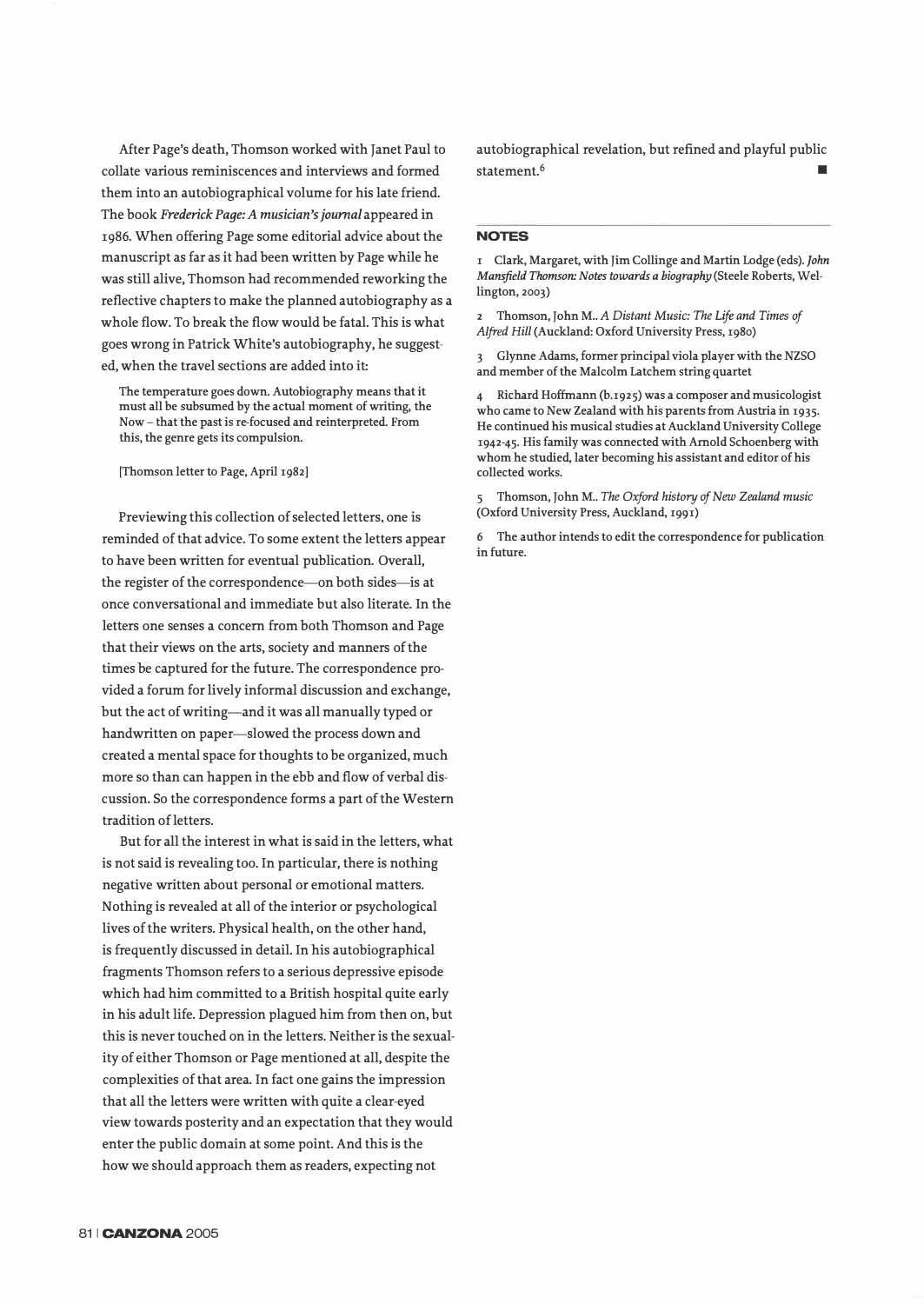After Page's death, Thomson worked with Janet Paul to collate various reminiscences and interviews and formed them into an autobiographical volume for his late friend. The book *Frederick Page: A musician's journal* appeared in 1986. When offering Page some editorial advice about the manuscript as far as it had been written by Page while he was still alive, Thomson had recommended reworking the reflective chapters to make the planned autobiography as a whole flow. To break the flow would be fatal. This is what goes wrong in Patrick White's autobiography, he suggested, when the travel sections are added into it:

> The temperature goes down. Autobiography means that it must all be subsumed by the actual moment of writing, the Now – that the past is re-focused and reinterpreted. From this, the genre gets its compulsion.
>
> [Thomson letter to Page, April 1982]

Previewing this collection of selected letters, one is reminded of that advice. To some extent the letters appear to have been written for eventual publication. Overall, the register of the correspondence—on both sides—is at once conversational and immediate but also literate. In the letters one senses a concern from both Thomson and Page that their views on the arts, society and manners of the times be captured for the future. The correspondence provided a forum for lively informal discussion and exchange, but the act of writing—and it was all manually typed or handwritten on paper—slowed the process down and created a mental space for thoughts to be organized, much more so than can happen in the ebb and flow of verbal discussion. So the correspondence forms a part of the Western tradition of letters.

But for all the interest in what is said in the letters, what is not said is revealing too. In particular, there is nothing negative written about personal or emotional matters. Nothing is revealed at all of the interior or psychological lives of the writers. Physical health, on the other hand, is frequently discussed in detail. In his autobiographical fragments Thomson refers to a serious depressive episode which had him committed to a British hospital quite early in his adult life. Depression plagued him from then on, but this is never touched on in the letters. Neither is the sexuality of either Thomson or Page mentioned at all, despite the complexities of that area. In fact one gains the impression that all the letters were written with quite a clear-eyed view towards posterity and an expectation that they would enter the public domain at some point. And this is the how we should approach them as readers, expecting not autobiographical revelation, but refined and playful public statement.[6] ■

## NOTES

1 Clark, Margaret, with Jim Collinge and Martin Lodge (eds). *John Mansfield Thomson: Notes towards a biography* (Steele Roberts, Wellington, 2003)

2 Thomson, John M.. *A Distant Music: The Life and Times of Alfred Hill* (Auckland: Oxford University Press, 1980)

3 Glynne Adams, former principal viola player with the NZSO and member of the Malcolm Latchem string quartet

4 Richard Hoffmann (b.1925) was a composer and musicologist who came to New Zealand with his parents from Austria in 1935. He continued his musical studies at Auckland University College 1942-45. His family was connected with Arnold Schoenberg with whom he studied, later becoming his assistant and editor of his collected works.

5 Thomson, John M.. *The Oxford history of New Zealand music* (Oxford University Press, Auckland, 1991)

6 The author intends to edit the correspondence for publication in future.